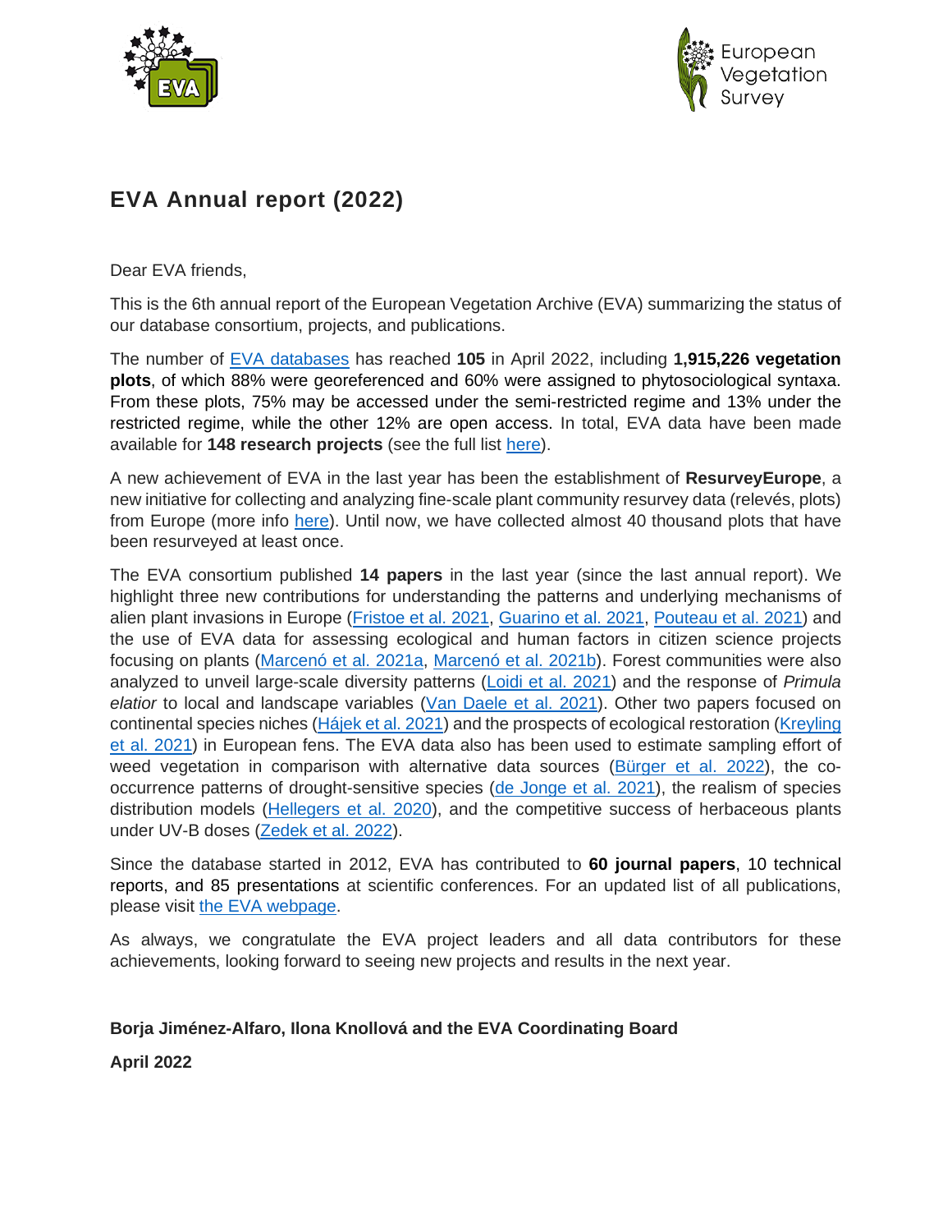# EVA Annual report (2022)

Dear EVA friends,

This is the 6th annual report of the European Vegetation Archive (EVA) summarizing the status of our database consortium, projects, and publications.

The number of EVA databases has reached **105** in April 2022, including **1,915,226 vegetation plots**, of which 88% were georeferenced and 60% were assigned to phytosociological syntaxa. From these plots, 75% may be accessed under the semi-restricted regime and 13% under the restricted regime, while the other 12% are open access. In total, EVA data have been made available for **148 research projects** (see the full list here).

A new achievement of EVA in the last year has been the establishment of **ResurveyEurope**, a new initiative for collecting and analyzing fine-scale plant community resurvey data (relevés, plots) from Europe (more info here). Until now, we have collected almost 40 thousand plots that have been resurveyed at least once.

The EVA consortium published **14 papers** in the last year (since the last annual report). We highlight three new contributions for understanding the patterns and underlying mechanisms of alien plant invasions in Europe (Fristoe et al. 2021, Guarino et al. 2021, Pouteau et al. 2021) and the use of EVA data for assessing ecological and human factors in citizen science projects focusing on plants (Marcenó et al. 2021a, Marcenó et al. 2021b). Forest communities were also analyzed to unveil large-scale diversity patterns (Loidi et al. 2021) and the response of *Primula elatior* to local and landscape variables (Van Daele et al. 2021). Other two papers focused on continental species niches (Hájek et al. 2021) and the prospects of ecological restoration (Kreyling et al. 2021) in European fens. The EVA data also has been used to estimate sampling effort of weed vegetation in comparison with alternative data sources (Bürger et al. 2022), the co-occurrence patterns of drought-sensitive species (de Jonge et al. 2021), the realism of species distribution models (Hellegers et al. 2020), and the competitive success of herbaceous plants under UV-B doses (Zedek et al. 2022).

Since the database started in 2012, EVA has contributed to **60 journal papers**, 10 technical reports, and 85 presentations at scientific conferences. For an updated list of all publications, please visit the EVA webpage.

As always, we congratulate the EVA project leaders and all data contributors for these achievements, looking forward to seeing new projects and results in the next year.

**Borja Jiménez-Alfaro, Ilona Knollová and the EVA Coordinating Board**

**April 2022**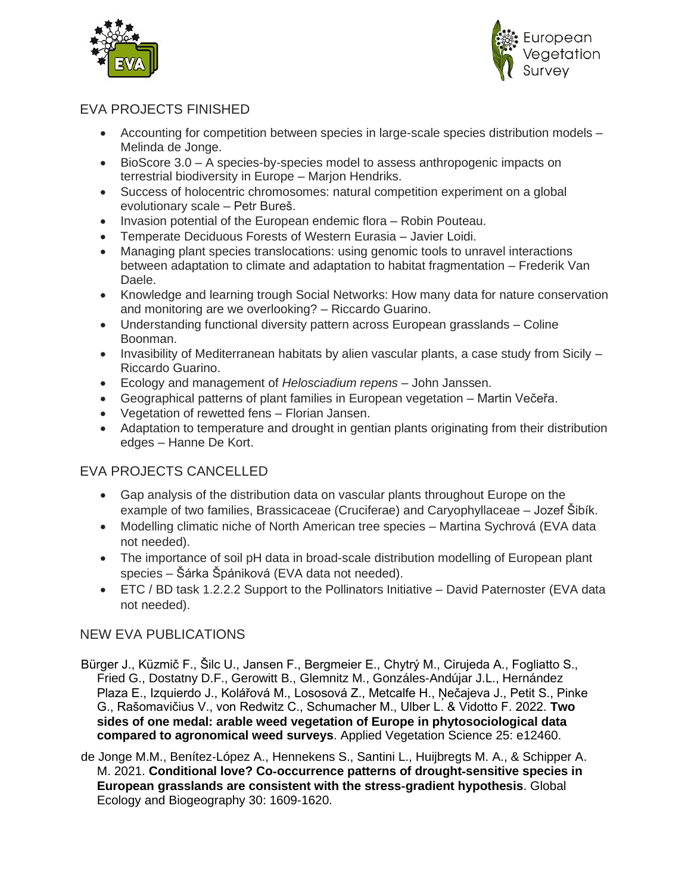## EVA PROJECTS FINISHED

- Accounting for competition between species in large-scale species distribution models – Melinda de Jonge.
- BioScore 3.0 – A species-by-species model to assess anthropogenic impacts on terrestrial biodiversity in Europe – Marjon Hendriks.
- Success of holocentric chromosomes: natural competition experiment on a global evolutionary scale – Petr Bureš.
- Invasion potential of the European endemic flora – Robin Pouteau.
- Temperate Deciduous Forests of Western Eurasia – Javier Loidi.
- Managing plant species translocations: using genomic tools to unravel interactions between adaptation to climate and adaptation to habitat fragmentation – Frederik Van Daele.
- Knowledge and learning trough Social Networks: How many data for nature conservation and monitoring are we overlooking? – Riccardo Guarino.
- Understanding functional diversity pattern across European grasslands – Coline Boonman.
- Invasibility of Mediterranean habitats by alien vascular plants, a case study from Sicily – Riccardo Guarino.
- Ecology and management of *Helosciadium repens* – John Janssen.
- Geographical patterns of plant families in European vegetation – Martin Večeřa.
- Vegetation of rewetted fens – Florian Jansen.
- Adaptation to temperature and drought in gentian plants originating from their distribution edges – Hanne De Kort.

## EVA PROJECTS CANCELLED

- Gap analysis of the distribution data on vascular plants throughout Europe on the example of two families, Brassicaceae (Cruciferae) and Caryophyllaceae – Jozef Šibík.
- Modelling climatic niche of North American tree species – Martina Sychrová (EVA data not needed).
- The importance of soil pH data in broad-scale distribution modelling of European plant species – Šárka Špániková (EVA data not needed).
- ETC / BD task 1.2.2.2 Support to the Pollinators Initiative – David Paternoster (EVA data not needed).

## NEW EVA PUBLICATIONS

Bürger J., Küzmič F., Šilc U., Jansen F., Bergmeier E., Chytrý M., Cirujeda A., Fogliatto S., Fried G., Dostatny D.F., Gerowitt B., Glemnitz M., Gonzáles-Andújar J.L., Hernández Plaza E., Izquierdo J., Kolářová M., Lososová Z., Metcalfe H., Ņečajeva J., Petit S., Pinke G., Rašomavičius V., von Redwitz C., Schumacher M., Ulber L. & Vidotto F. 2022. **Two sides of one medal: arable weed vegetation of Europe in phytosociological data compared to agronomical weed surveys**. Applied Vegetation Science 25: e12460.

de Jonge M.M., Benítez-López A., Hennekens S., Santini L., Huijbregts M. A., & Schipper A. M. 2021. **Conditional love? Co-occurrence patterns of drought-sensitive species in European grasslands are consistent with the stress-gradient hypothesis**. Global Ecology and Biogeography 30: 1609-1620.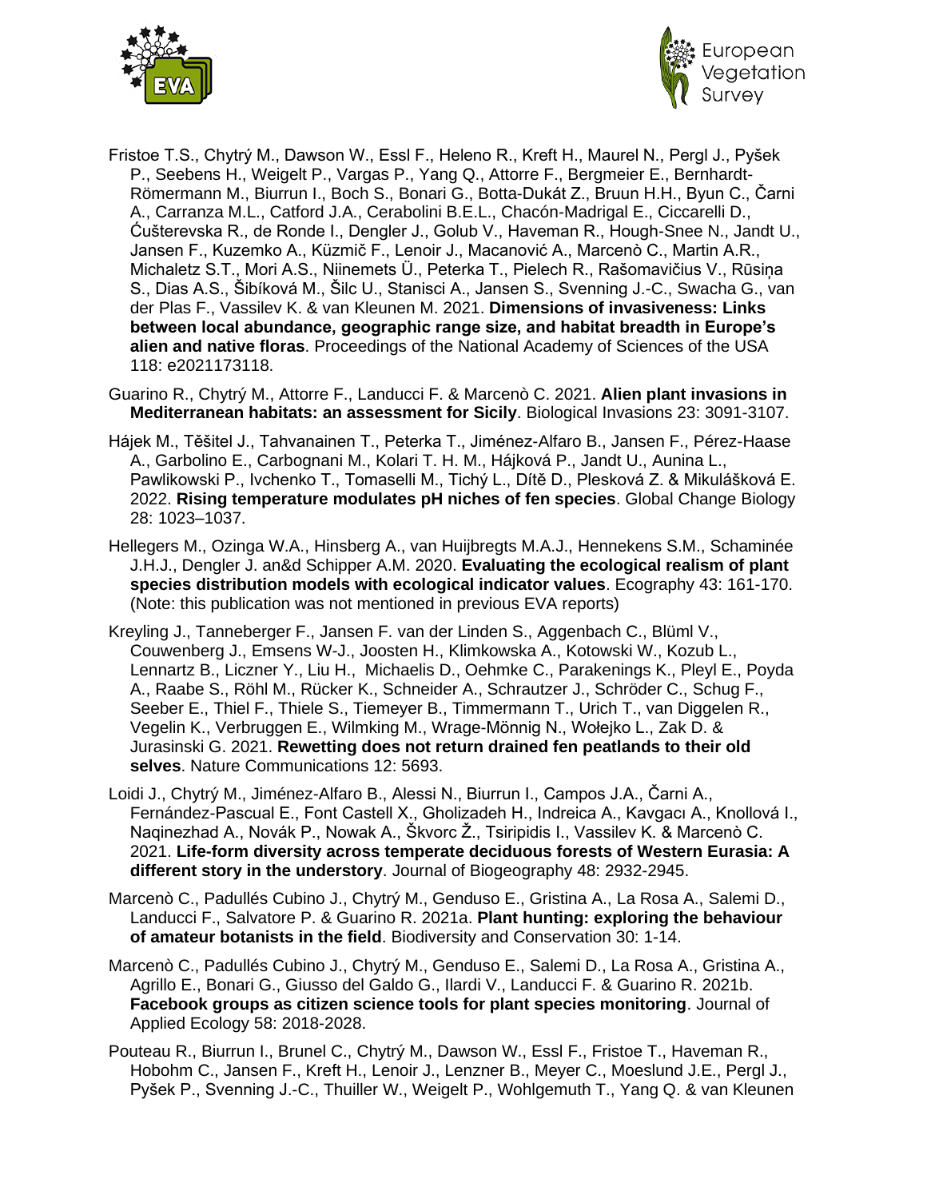Fristoe T.S., Chytrý M., Dawson W., Essl F., Heleno R., Kreft H., Maurel N., Pergl J., Pyšek P., Seebens H., Weigelt P., Vargas P., Yang Q., Attorre F., Bergmeier E., Bernhardt-Römermann M., Biurrun I., Boch S., Bonari G., Botta-Dukát Z., Bruun H.H., Byun C., Čarni A., Carranza M.L., Catford J.A., Cerabolini B.E.L., Chacón-Madrigal E., Ciccarelli D., Ćušterevska R., de Ronde I., Dengler J., Golub V., Haveman R., Hough-Snee N., Jandt U., Jansen F., Kuzemko A., Küzmič F., Lenoir J., Macanović A., Marcenò C., Martin A.R., Michaletz S.T., Mori A.S., Niinemets Ü., Peterka T., Pielech R., Rašomavičius V., Rūsiņa S., Dias A.S., Šibíková M., Šilc U., Stanisci A., Jansen S., Svenning J.-C., Swacha G., van der Plas F., Vassilev K. & van Kleunen M. 2021. **Dimensions of invasiveness: Links between local abundance, geographic range size, and habitat breadth in Europe's alien and native floras**. Proceedings of the National Academy of Sciences of the USA 118: e2021173118.

Guarino R., Chytrý M., Attorre F., Landucci F. & Marcenò C. 2021. **Alien plant invasions in Mediterranean habitats: an assessment for Sicily**. Biological Invasions 23: 3091-3107.

Hájek M., Těšitel J., Tahvanainen T., Peterka T., Jiménez-Alfaro B., Jansen F., Pérez-Haase A., Garbolino E., Carbognani M., Kolari T. H. M., Hájková P., Jandt U., Aunina L., Pawlikowski P., Ivchenko T., Tomaselli M., Tichý L., Dítě D., Plesková Z. & Mikulášková E. 2022. **Rising temperature modulates pH niches of fen species**. Global Change Biology 28: 1023–1037.

Hellegers M., Ozinga W.A., Hinsberg A., van Huijbregts M.A.J., Hennekens S.M., Schaminée J.H.J., Dengler J. an&d Schipper A.M. 2020. **Evaluating the ecological realism of plant species distribution models with ecological indicator values**. Ecography 43: 161-170. (Note: this publication was not mentioned in previous EVA reports)

Kreyling J., Tanneberger F., Jansen F. van der Linden S., Aggenbach C., Blüml V., Couwenberg J., Emsens W-J., Joosten H., Klimkowska A., Kotowski W., Kozub L., Lennartz B., Liczner Y., Liu H., Michaelis D., Oehmke C., Parakenings K., Pleyl E., Poyda A., Raabe S., Röhl M., Rücker K., Schneider A., Schrautzer J., Schröder C., Schug F., Seeber E., Thiel F., Thiele S., Tiemeyer B., Timmermann T., Urich T., van Diggelen R., Vegelin K., Verbruggen E., Wilmking M., Wrage-Mönnig N., Wołejko L., Zak D. & Jurasinski G. 2021. **Rewetting does not return drained fen peatlands to their old selves**. Nature Communications 12: 5693.

Loidi J., Chytrý M., Jiménez-Alfaro B., Alessi N., Biurrun I., Campos J.A., Čarni A., Fernández-Pascual E., Font Castell X., Gholizadeh H., Indreica A., Kavgacı A., Knollová I., Naqinezhad A., Novák P., Nowak A., Škvorc Ž., Tsiripidis I., Vassilev K. & Marcenò C. 2021. **Life-form diversity across temperate deciduous forests of Western Eurasia: A different story in the understory**. Journal of Biogeography 48: 2932-2945.

Marcenò C., Padullés Cubino J., Chytrý M., Genduso E., Gristina A., La Rosa A., Salemi D., Landucci F., Salvatore P. & Guarino R. 2021a. **Plant hunting: exploring the behaviour of amateur botanists in the field**. Biodiversity and Conservation 30: 1-14.

Marcenò C., Padullés Cubino J., Chytrý M., Genduso E., Salemi D., La Rosa A., Gristina A., Agrillo E., Bonari G., Giusso del Galdo G., Ilardi V., Landucci F. & Guarino R. 2021b. **Facebook groups as citizen science tools for plant species monitoring**. Journal of Applied Ecology 58: 2018-2028.

Pouteau R., Biurrun I., Brunel C., Chytrý M., Dawson W., Essl F., Fristoe T., Haveman R., Hobohm C., Jansen F., Kreft H., Lenoir J., Lenzner B., Meyer C., Moeslund J.E., Pergl J., Pyšek P., Svenning J.-C., Thuiller W., Weigelt P., Wohlgemuth T., Yang Q. & van Kleunen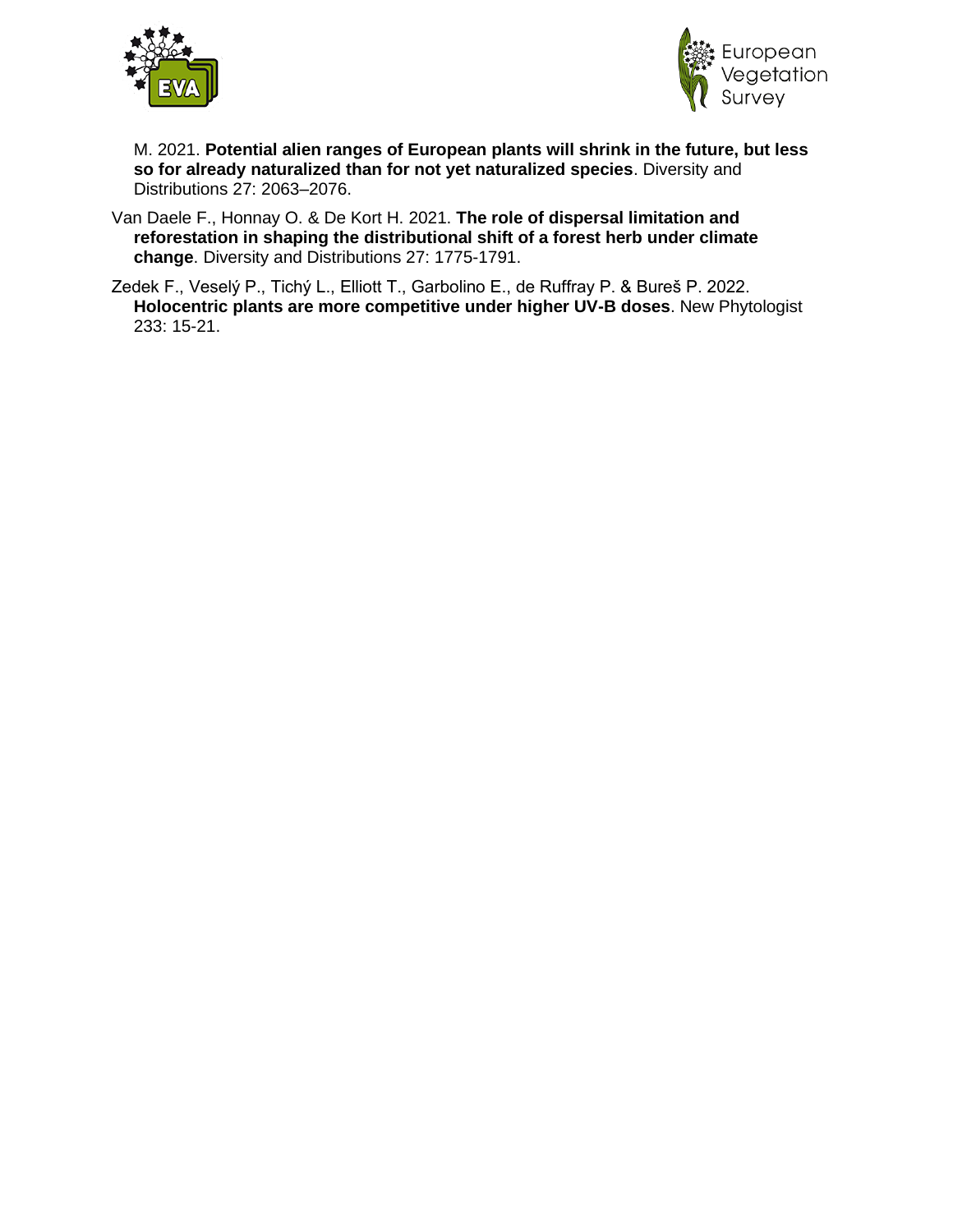M. 2021. **Potential alien ranges of European plants will shrink in the future, but less so for already naturalized than for not yet naturalized species**. Diversity and Distributions 27: 2063–2076.

Van Daele F., Honnay O. & De Kort H. 2021. **The role of dispersal limitation and reforestation in shaping the distributional shift of a forest herb under climate change**. Diversity and Distributions 27: 1775-1791.

Zedek F., Veselý P., Tichý L., Elliott T., Garbolino E., de Ruffray P. & Bureš P. 2022. **Holocentric plants are more competitive under higher UV-B doses**. New Phytologist 233: 15-21.